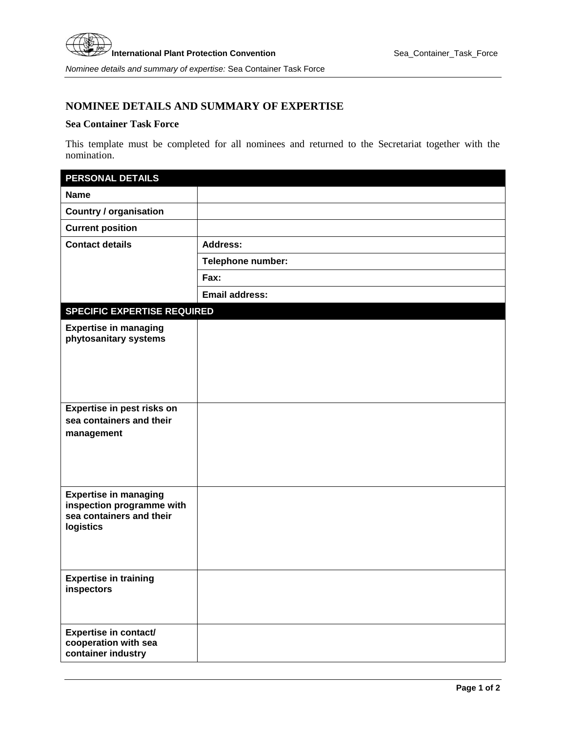# NOMINEE DETAILS AND SUMMARY OF EXPERTISE

## Sea Container Task Force

This template must be completed for all nominees and returned to the Secretariat together with the nomination.

| **PERSONAL DETAILS** | |
|---|---|
| **Name** | |
| **Country / organisation** | |
| **Current position** | |
| **Contact details** | **Address:** |
| | **Telephone number:** |
| | **Fax:** |
| | **Email address:** |
| **SPECIFIC EXPERTISE REQUIRED** | |
| **Expertise in managing phytosanitary systems** | |
| **Expertise in pest risks on sea containers and their management** | |
| **Expertise in managing inspection programme with sea containers and their logistics** | |
| **Expertise in training inspectors** | |
| **Expertise in contact/ cooperation with sea container industry** | |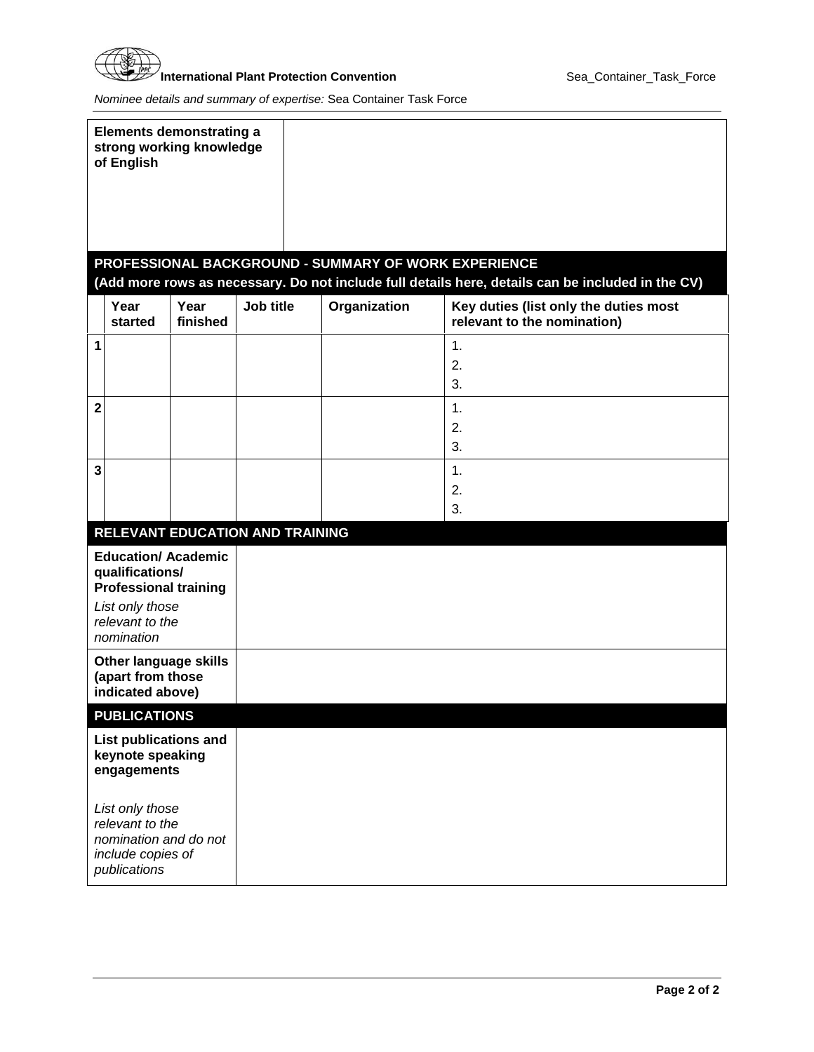*Nominee details and summary of expertise:* Sea Container Task Force

| | |
|---|---|
| **Elements demonstrating a strong working knowledge of English** | |

## PROFESSIONAL BACKGROUND - SUMMARY OF WORK EXPERIENCE

**(Add more rows as necessary. Do not include full details here, details can be included in the CV)**

| | Year started | Year finished | Job title | Organization | Key duties (list only the duties most relevant to the nomination) |
|---|---|---|---|---|---|
| 1 | | | | | 1.<br>2.<br>3. |
| 2 | | | | | 1.<br>2.<br>3. |
| 3 | | | | | 1.<br>2.<br>3. |

## RELEVANT EDUCATION AND TRAINING

| | |
|---|---|
| **Education/ Academic qualifications/ Professional training**<br>*List only those relevant to the nomination* | |
| **Other language skills (apart from those indicated above)** | |

## PUBLICATIONS

| | |
|---|---|
| **List publications and keynote speaking engagements**<br><br>*List only those relevant to the nomination and do not include copies of publications* | |